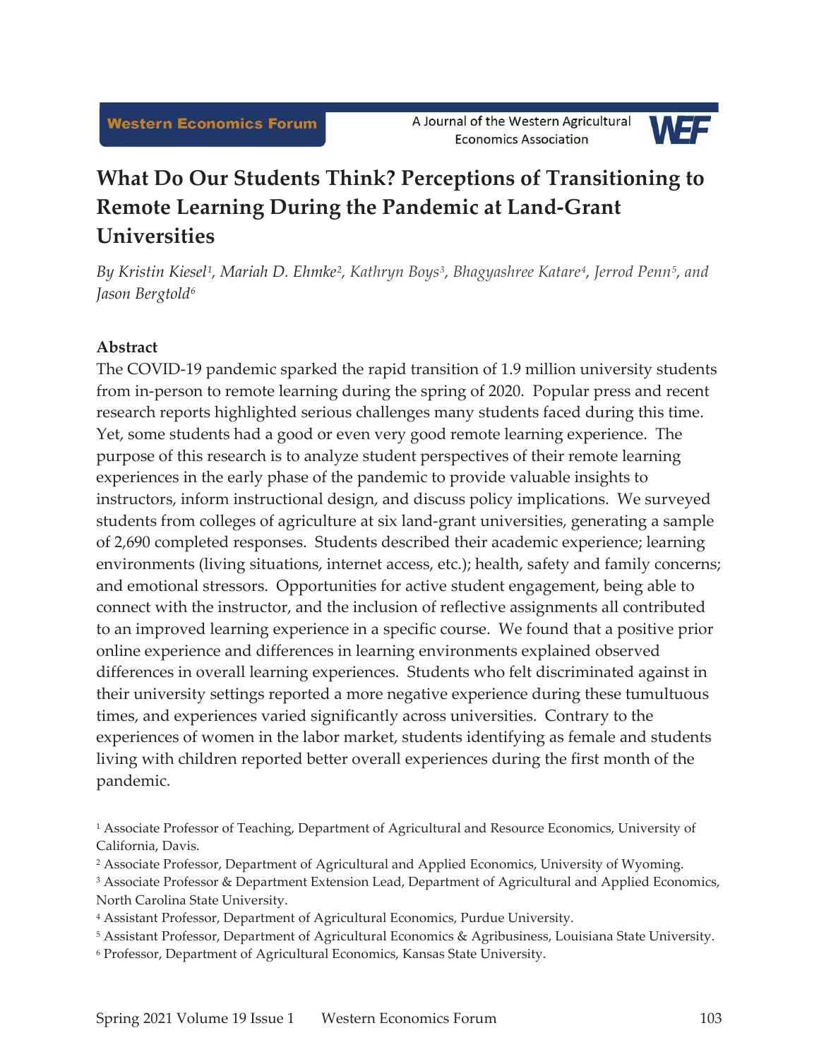# What Do Our Students Think? Perceptions of Transitioning to Remote Learning During the Pandemic at Land-Grant Universities

*By Kristin Kiesel[1], Mariah D. Ehmke[2], Kathryn Boys[3], Bhagyashree Katare[4], Jerrod Penn[5], and Jason Bergtold[6]*

## Abstract

The COVID-19 pandemic sparked the rapid transition of 1.9 million university students from in-person to remote learning during the spring of 2020. Popular press and recent research reports highlighted serious challenges many students faced during this time. Yet, some students had a good or even very good remote learning experience. The purpose of this research is to analyze student perspectives of their remote learning experiences in the early phase of the pandemic to provide valuable insights to instructors, inform instructional design, and discuss policy implications. We surveyed students from colleges of agriculture at six land-grant universities, generating a sample of 2,690 completed responses. Students described their academic experience; learning environments (living situations, internet access, etc.); health, safety and family concerns; and emotional stressors. Opportunities for active student engagement, being able to connect with the instructor, and the inclusion of reflective assignments all contributed to an improved learning experience in a specific course. We found that a positive prior online experience and differences in learning environments explained observed differences in overall learning experiences. Students who felt discriminated against in their university settings reported a more negative experience during these tumultuous times, and experiences varied significantly across universities. Contrary to the experiences of women in the labor market, students identifying as female and students living with children reported better overall experiences during the first month of the pandemic.

---

[1] Associate Professor of Teaching, Department of Agricultural and Resource Economics, University of California, Davis.

[2] Associate Professor, Department of Agricultural and Applied Economics, University of Wyoming.

[3] Associate Professor & Department Extension Lead, Department of Agricultural and Applied Economics, North Carolina State University.

[4] Assistant Professor, Department of Agricultural Economics, Purdue University.

[5] Assistant Professor, Department of Agricultural Economics & Agribusiness, Louisiana State University.

[6] Professor, Department of Agricultural Economics, Kansas State University.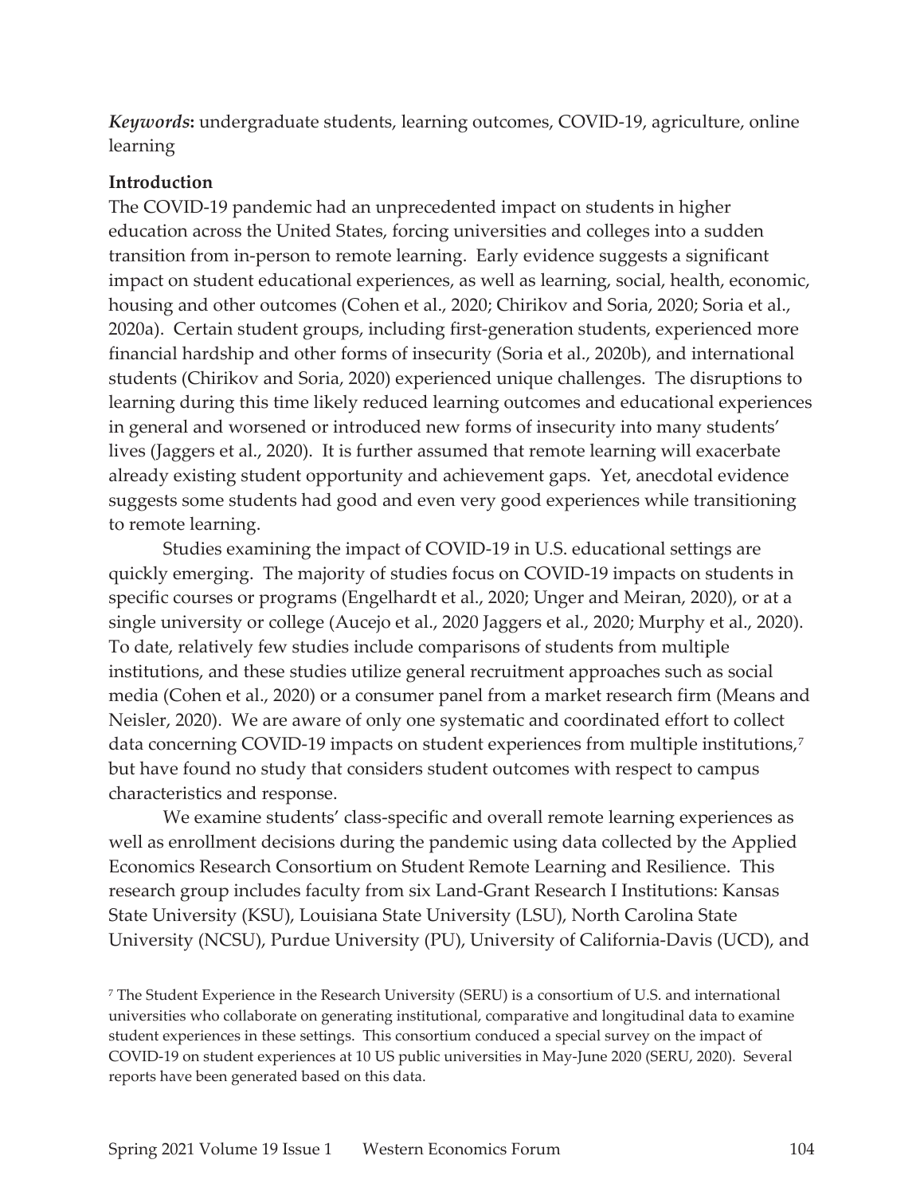***Keywords*:** undergraduate students, learning outcomes, COVID-19, agriculture, online learning

**Introduction**

The COVID-19 pandemic had an unprecedented impact on students in higher education across the United States, forcing universities and colleges into a sudden transition from in-person to remote learning. Early evidence suggests a significant impact on student educational experiences, as well as learning, social, health, economic, housing and other outcomes (Cohen et al., 2020; Chirikov and Soria, 2020; Soria et al., 2020a). Certain student groups, including first-generation students, experienced more financial hardship and other forms of insecurity (Soria et al., 2020b), and international students (Chirikov and Soria, 2020) experienced unique challenges. The disruptions to learning during this time likely reduced learning outcomes and educational experiences in general and worsened or introduced new forms of insecurity into many students' lives (Jaggers et al., 2020). It is further assumed that remote learning will exacerbate already existing student opportunity and achievement gaps. Yet, anecdotal evidence suggests some students had good and even very good experiences while transitioning to remote learning.

Studies examining the impact of COVID-19 in U.S. educational settings are quickly emerging. The majority of studies focus on COVID-19 impacts on students in specific courses or programs (Engelhardt et al., 2020; Unger and Meiran, 2020), or at a single university or college (Aucejo et al., 2020 Jaggers et al., 2020; Murphy et al., 2020). To date, relatively few studies include comparisons of students from multiple institutions, and these studies utilize general recruitment approaches such as social media (Cohen et al., 2020) or a consumer panel from a market research firm (Means and Neisler, 2020). We are aware of only one systematic and coordinated effort to collect data concerning COVID-19 impacts on student experiences from multiple institutions,[7] but have found no study that considers student outcomes with respect to campus characteristics and response.

We examine students' class-specific and overall remote learning experiences as well as enrollment decisions during the pandemic using data collected by the Applied Economics Research Consortium on Student Remote Learning and Resilience. This research group includes faculty from six Land-Grant Research I Institutions: Kansas State University (KSU), Louisiana State University (LSU), North Carolina State University (NCSU), Purdue University (PU), University of California-Davis (UCD), and

[7] The Student Experience in the Research University (SERU) is a consortium of U.S. and international universities who collaborate on generating institutional, comparative and longitudinal data to examine student experiences in these settings. This consortium conduced a special survey on the impact of COVID-19 on student experiences at 10 US public universities in May-June 2020 (SERU, 2020). Several reports have been generated based on this data.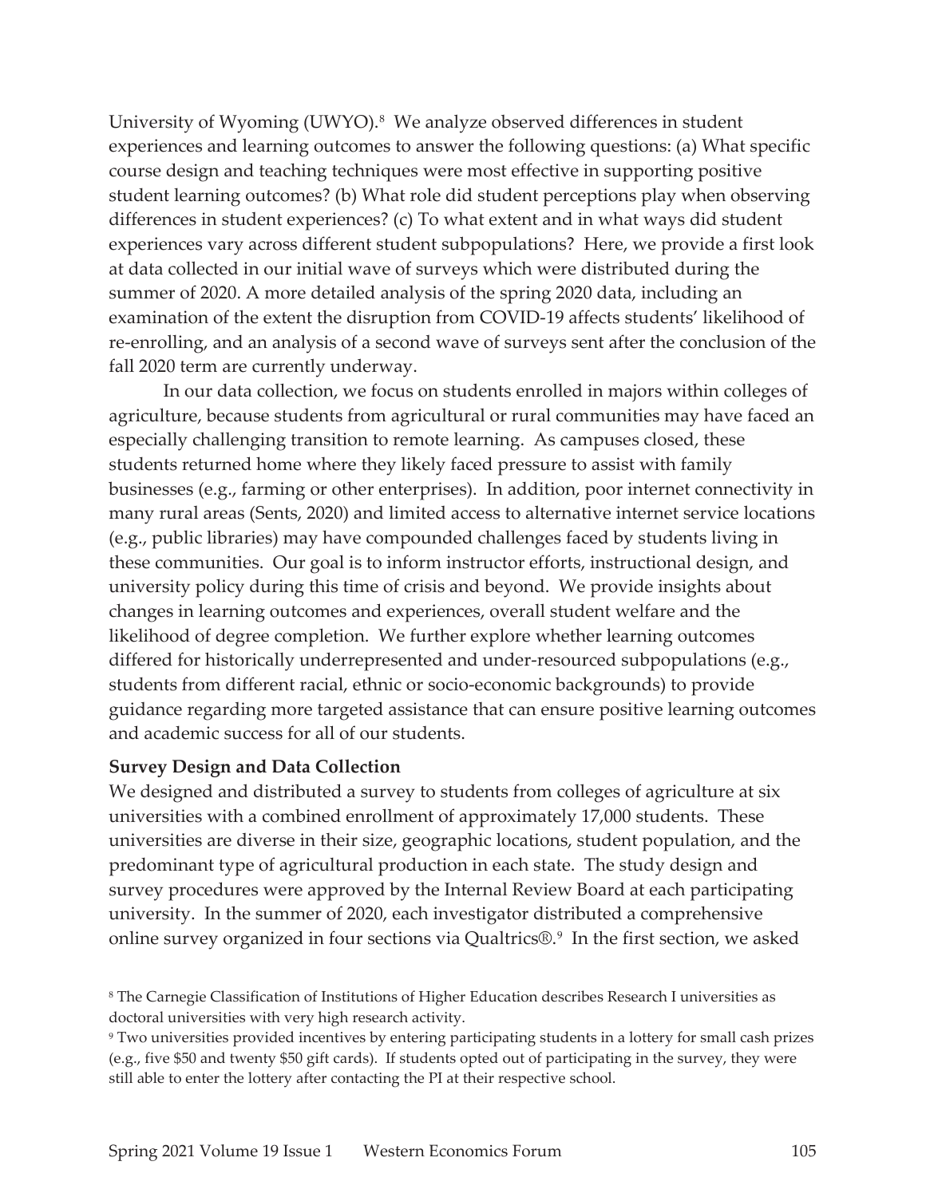University of Wyoming (UWYO).[8] We analyze observed differences in student experiences and learning outcomes to answer the following questions: (a) What specific course design and teaching techniques were most effective in supporting positive student learning outcomes? (b) What role did student perceptions play when observing differences in student experiences? (c) To what extent and in what ways did student experiences vary across different student subpopulations? Here, we provide a first look at data collected in our initial wave of surveys which were distributed during the summer of 2020. A more detailed analysis of the spring 2020 data, including an examination of the extent the disruption from COVID-19 affects students' likelihood of re-enrolling, and an analysis of a second wave of surveys sent after the conclusion of the fall 2020 term are currently underway.

In our data collection, we focus on students enrolled in majors within colleges of agriculture, because students from agricultural or rural communities may have faced an especially challenging transition to remote learning. As campuses closed, these students returned home where they likely faced pressure to assist with family businesses (e.g., farming or other enterprises). In addition, poor internet connectivity in many rural areas (Sents, 2020) and limited access to alternative internet service locations (e.g., public libraries) may have compounded challenges faced by students living in these communities. Our goal is to inform instructor efforts, instructional design, and university policy during this time of crisis and beyond. We provide insights about changes in learning outcomes and experiences, overall student welfare and the likelihood of degree completion. We further explore whether learning outcomes differed for historically underrepresented and under-resourced subpopulations (e.g., students from different racial, ethnic or socio-economic backgrounds) to provide guidance regarding more targeted assistance that can ensure positive learning outcomes and academic success for all of our students.

**Survey Design and Data Collection**

We designed and distributed a survey to students from colleges of agriculture at six universities with a combined enrollment of approximately 17,000 students. These universities are diverse in their size, geographic locations, student population, and the predominant type of agricultural production in each state. The study design and survey procedures were approved by the Internal Review Board at each participating university. In the summer of 2020, each investigator distributed a comprehensive online survey organized in four sections via Qualtrics®.[9] In the first section, we asked

[8] The Carnegie Classification of Institutions of Higher Education describes Research I universities as doctoral universities with very high research activity.

[9] Two universities provided incentives by entering participating students in a lottery for small cash prizes (e.g., five $50 and twenty $50 gift cards). If students opted out of participating in the survey, they were still able to enter the lottery after contacting the PI at their respective school.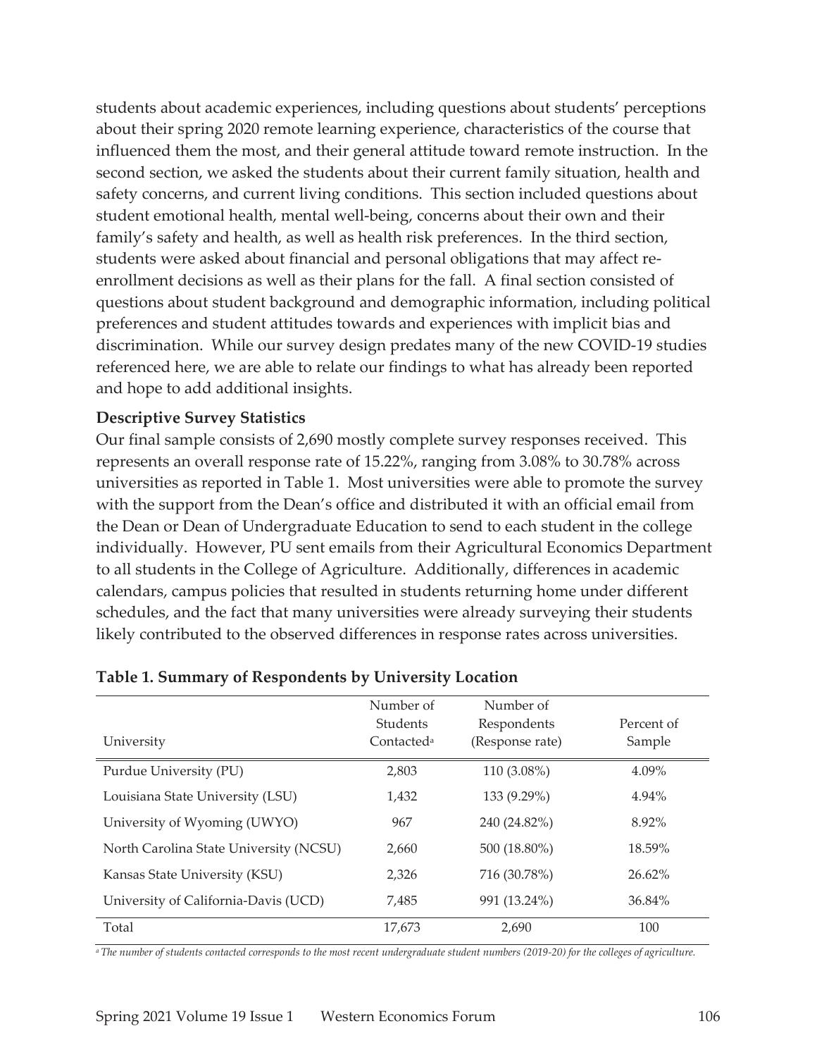students about academic experiences, including questions about students' perceptions about their spring 2020 remote learning experience, characteristics of the course that influenced them the most, and their general attitude toward remote instruction. In the second section, we asked the students about their current family situation, health and safety concerns, and current living conditions. This section included questions about student emotional health, mental well-being, concerns about their own and their family's safety and health, as well as health risk preferences. In the third section, students were asked about financial and personal obligations that may affect re-enrollment decisions as well as their plans for the fall. A final section consisted of questions about student background and demographic information, including political preferences and student attitudes towards and experiences with implicit bias and discrimination. While our survey design predates many of the new COVID-19 studies referenced here, we are able to relate our findings to what has already been reported and hope to add additional insights.

**Descriptive Survey Statistics**

Our final sample consists of 2,690 mostly complete survey responses received. This represents an overall response rate of 15.22%, ranging from 3.08% to 30.78% across universities as reported in Table 1. Most universities were able to promote the survey with the support from the Dean's office and distributed it with an official email from the Dean or Dean of Undergraduate Education to send to each student in the college individually. However, PU sent emails from their Agricultural Economics Department to all students in the College of Agriculture. Additionally, differences in academic calendars, campus policies that resulted in students returning home under different schedules, and the fact that many universities were already surveying their students likely contributed to the observed differences in response rates across universities.

**Table 1. Summary of Respondents by University Location**

| University | Number of Students Contacted[a] | Number of Respondents (Response rate) | Percent of Sample |
|---|---|---|---|
| Purdue University (PU) | 2,803 | 110 (3.08%) | 4.09% |
| Louisiana State University (LSU) | 1,432 | 133 (9.29%) | 4.94% |
| University of Wyoming (UWYO) | 967 | 240 (24.82%) | 8.92% |
| North Carolina State University (NCSU) | 2,660 | 500 (18.80%) | 18.59% |
| Kansas State University (KSU) | 2,326 | 716 (30.78%) | 26.62% |
| University of California-Davis (UCD) | 7,485 | 991 (13.24%) | 36.84% |
| Total | 17,673 | 2,690 | 100 |

*[a] The number of students contacted corresponds to the most recent undergraduate student numbers (2019-20) for the colleges of agriculture.*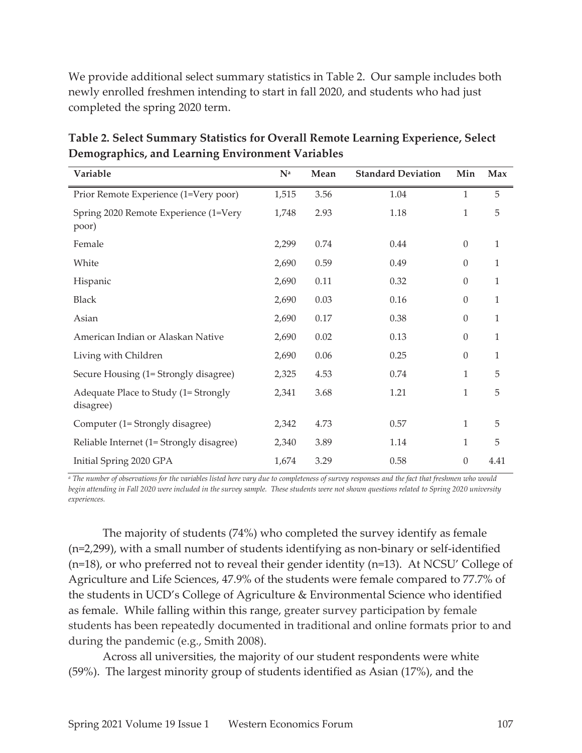We provide additional select summary statistics in Table 2. Our sample includes both newly enrolled freshmen intending to start in fall 2020, and students who had just completed the spring 2020 term.

**Table 2. Select Summary Statistics for Overall Remote Learning Experience, Select Demographics, and Learning Environment Variables**

| Variable | N[a] | Mean | Standard Deviation | Min | Max |
|---|---|---|---|---|---|
| Prior Remote Experience (1=Very poor) | 1,515 | 3.56 | 1.04 | 1 | 5 |
| Spring 2020 Remote Experience (1=Very poor) | 1,748 | 2.93 | 1.18 | 1 | 5 |
| Female | 2,299 | 0.74 | 0.44 | 0 | 1 |
| White | 2,690 | 0.59 | 0.49 | 0 | 1 |
| Hispanic | 2,690 | 0.11 | 0.32 | 0 | 1 |
| Black | 2,690 | 0.03 | 0.16 | 0 | 1 |
| Asian | 2,690 | 0.17 | 0.38 | 0 | 1 |
| American Indian or Alaskan Native | 2,690 | 0.02 | 0.13 | 0 | 1 |
| Living with Children | 2,690 | 0.06 | 0.25 | 0 | 1 |
| Secure Housing (1= Strongly disagree) | 2,325 | 4.53 | 0.74 | 1 | 5 |
| Adequate Place to Study (1= Strongly disagree) | 2,341 | 3.68 | 1.21 | 1 | 5 |
| Computer (1= Strongly disagree) | 2,342 | 4.73 | 0.57 | 1 | 5 |
| Reliable Internet (1= Strongly disagree) | 2,340 | 3.89 | 1.14 | 1 | 5 |
| Initial Spring 2020 GPA | 1,674 | 3.29 | 0.58 | 0 | 4.41 |

*[a] The number of observations for the variables listed here vary due to completeness of survey responses and the fact that freshmen who would begin attending in Fall 2020 were included in the survey sample. These students were not shown questions related to Spring 2020 university experiences.*

The majority of students (74%) who completed the survey identify as female (n=2,299), with a small number of students identifying as non-binary or self-identified (n=18), or who preferred not to reveal their gender identity (n=13). At NCSU' College of Agriculture and Life Sciences, 47.9% of the students were female compared to 77.7% of the students in UCD's College of Agriculture & Environmental Science who identified as female. While falling within this range, greater survey participation by female students has been repeatedly documented in traditional and online formats prior to and during the pandemic (e.g., Smith 2008).

Across all universities, the majority of our student respondents were white (59%). The largest minority group of students identified as Asian (17%), and the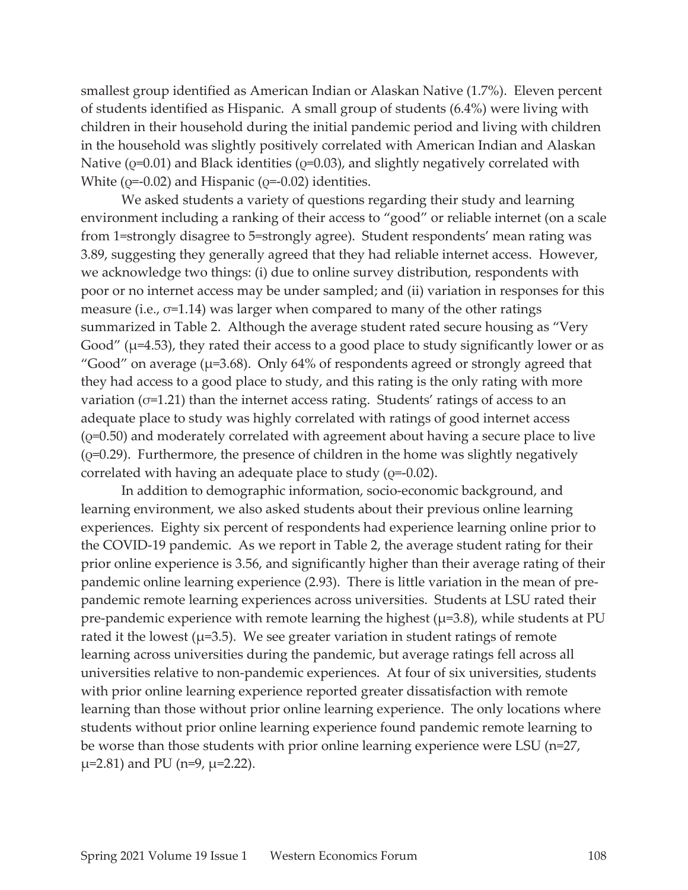smallest group identified as American Indian or Alaskan Native (1.7%). Eleven percent of students identified as Hispanic. A small group of students (6.4%) were living with children in their household during the initial pandemic period and living with children in the household was slightly positively correlated with American Indian and Alaskan Native ($\varrho$=0.01) and Black identities ($\varrho$=0.03), and slightly negatively correlated with White ($\varrho$=-0.02) and Hispanic ($\varrho$=-0.02) identities.

We asked students a variety of questions regarding their study and learning environment including a ranking of their access to "good" or reliable internet (on a scale from 1=strongly disagree to 5=strongly agree). Student respondents' mean rating was 3.89, suggesting they generally agreed that they had reliable internet access. However, we acknowledge two things: (i) due to online survey distribution, respondents with poor or no internet access may be under sampled; and (ii) variation in responses for this measure (i.e., $\sigma$=1.14) was larger when compared to many of the other ratings summarized in Table 2. Although the average student rated secure housing as "Very Good" ($\mu$=4.53), they rated their access to a good place to study significantly lower or as "Good" on average ($\mu$=3.68). Only 64% of respondents agreed or strongly agreed that they had access to a good place to study, and this rating is the only rating with more variation ($\sigma$=1.21) than the internet access rating. Students' ratings of access to an adequate place to study was highly correlated with ratings of good internet access ($\varrho$=0.50) and moderately correlated with agreement about having a secure place to live ($\varrho$=0.29). Furthermore, the presence of children in the home was slightly negatively correlated with having an adequate place to study ($\varrho$=-0.02).

In addition to demographic information, socio-economic background, and learning environment, we also asked students about their previous online learning experiences. Eighty six percent of respondents had experience learning online prior to the COVID-19 pandemic. As we report in Table 2, the average student rating for their prior online experience is 3.56, and significantly higher than their average rating of their pandemic online learning experience (2.93). There is little variation in the mean of pre-pandemic remote learning experiences across universities. Students at LSU rated their pre-pandemic experience with remote learning the highest ($\mu$=3.8), while students at PU rated it the lowest ($\mu$=3.5). We see greater variation in student ratings of remote learning across universities during the pandemic, but average ratings fell across all universities relative to non-pandemic experiences. At four of six universities, students with prior online learning experience reported greater dissatisfaction with remote learning than those without prior online learning experience. The only locations where students without prior online learning experience found pandemic remote learning to be worse than those students with prior online learning experience were LSU (n=27, $\mu$=2.81) and PU (n=9, $\mu$=2.22).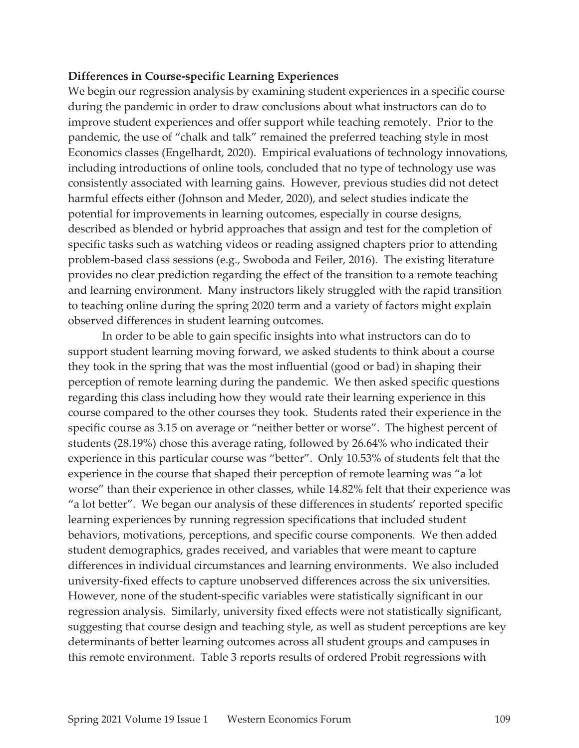**Differences in Course-specific Learning Experiences**

We begin our regression analysis by examining student experiences in a specific course during the pandemic in order to draw conclusions about what instructors can do to improve student experiences and offer support while teaching remotely. Prior to the pandemic, the use of "chalk and talk" remained the preferred teaching style in most Economics classes (Engelhardt, 2020). Empirical evaluations of technology innovations, including introductions of online tools, concluded that no type of technology use was consistently associated with learning gains. However, previous studies did not detect harmful effects either (Johnson and Meder, 2020), and select studies indicate the potential for improvements in learning outcomes, especially in course designs, described as blended or hybrid approaches that assign and test for the completion of specific tasks such as watching videos or reading assigned chapters prior to attending problem-based class sessions (e.g., Swoboda and Feiler, 2016). The existing literature provides no clear prediction regarding the effect of the transition to a remote teaching and learning environment. Many instructors likely struggled with the rapid transition to teaching online during the spring 2020 term and a variety of factors might explain observed differences in student learning outcomes.

In order to be able to gain specific insights into what instructors can do to support student learning moving forward, we asked students to think about a course they took in the spring that was the most influential (good or bad) in shaping their perception of remote learning during the pandemic. We then asked specific questions regarding this class including how they would rate their learning experience in this course compared to the other courses they took. Students rated their experience in the specific course as 3.15 on average or "neither better or worse". The highest percent of students (28.19%) chose this average rating, followed by 26.64% who indicated their experience in this particular course was "better". Only 10.53% of students felt that the experience in the course that shaped their perception of remote learning was "a lot worse" than their experience in other classes, while 14.82% felt that their experience was "a lot better". We began our analysis of these differences in students' reported specific learning experiences by running regression specifications that included student behaviors, motivations, perceptions, and specific course components. We then added student demographics, grades received, and variables that were meant to capture differences in individual circumstances and learning environments. We also included university-fixed effects to capture unobserved differences across the six universities. However, none of the student-specific variables were statistically significant in our regression analysis. Similarly, university fixed effects were not statistically significant, suggesting that course design and teaching style, as well as student perceptions are key determinants of better learning outcomes across all student groups and campuses in this remote environment. Table 3 reports results of ordered Probit regressions with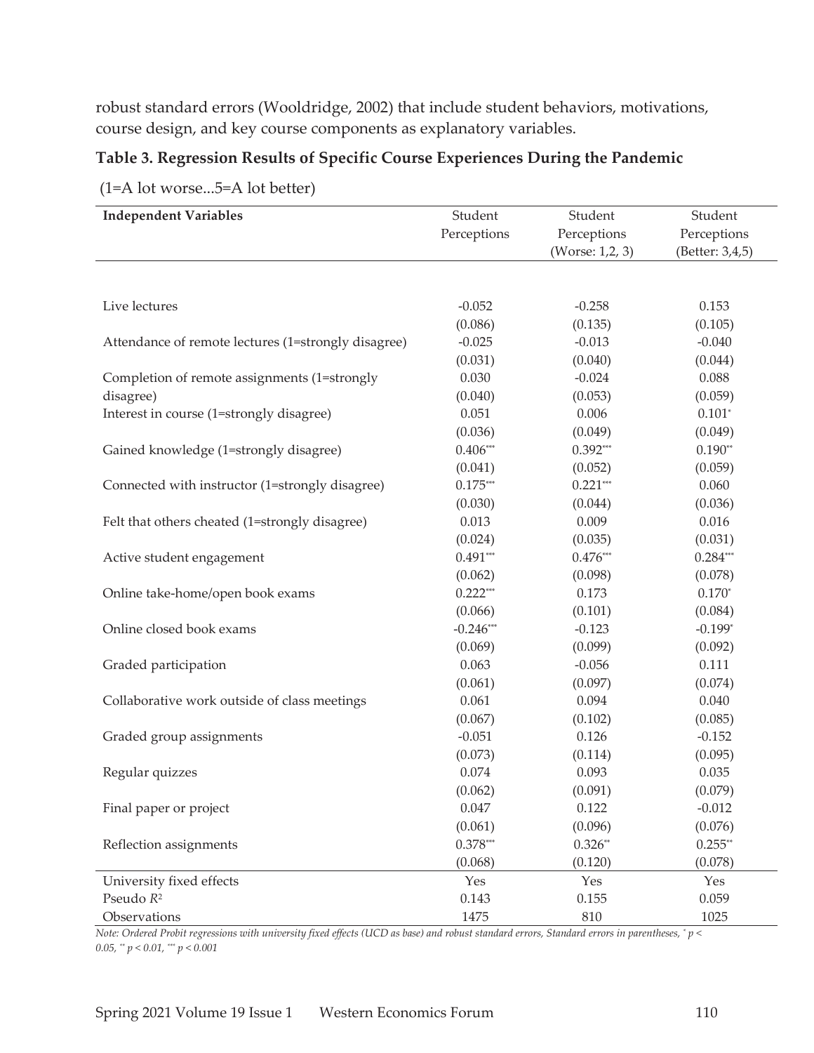robust standard errors (Wooldridge, 2002) that include student behaviors, motivations, course design, and key course components as explanatory variables.

**Table 3. Regression Results of Specific Course Experiences During the Pandemic**

(1=A lot worse...5=A lot better)

| **Independent Variables** | Student Perceptions | Student Perceptions (Worse: 1,2, 3) | Student Perceptions (Better: 3,4,5) |
|---|---|---|---|
| Live lectures | -0.052 | -0.258 | 0.153 |
| | (0.086) | (0.135) | (0.105) |
| Attendance of remote lectures (1=strongly disagree) | -0.025 | -0.013 | -0.040 |
| | (0.031) | (0.040) | (0.044) |
| Completion of remote assignments (1=strongly disagree) | 0.030 | -0.024 | 0.088 |
| | (0.040) | (0.053) | (0.059) |
| Interest in course (1=strongly disagree) | 0.051 | 0.006 | $0.101^{*}$ |
| | (0.036) | (0.049) | (0.049) |
| Gained knowledge (1=strongly disagree) | $0.406^{***}$ | $0.392^{***}$ | $0.190^{**}$ |
| | (0.041) | (0.052) | (0.059) |
| Connected with instructor (1=strongly disagree) | $0.175^{***}$ | $0.221^{***}$ | 0.060 |
| | (0.030) | (0.044) | (0.036) |
| Felt that others cheated (1=strongly disagree) | 0.013 | 0.009 | 0.016 |
| | (0.024) | (0.035) | (0.031) |
| Active student engagement | $0.491^{***}$ | $0.476^{***}$ | $0.284^{***}$ |
| | (0.062) | (0.098) | (0.078) |
| Online take-home/open book exams | $0.222^{***}$ | 0.173 | $0.170^{*}$ |
| | (0.066) | (0.101) | (0.084) |
| Online closed book exams | $-0.246^{***}$ | -0.123 | $-0.199^{*}$ |
| | (0.069) | (0.099) | (0.092) |
| Graded participation | 0.063 | -0.056 | 0.111 |
| | (0.061) | (0.097) | (0.074) |
| Collaborative work outside of class meetings | 0.061 | 0.094 | 0.040 |
| | (0.067) | (0.102) | (0.085) |
| Graded group assignments | -0.051 | 0.126 | -0.152 |
| | (0.073) | (0.114) | (0.095) |
| Regular quizzes | 0.074 | 0.093 | 0.035 |
| | (0.062) | (0.091) | (0.079) |
| Final paper or project | 0.047 | 0.122 | -0.012 |
| | (0.061) | (0.096) | (0.076) |
| Reflection assignments | $0.378^{***}$ | $0.326^{**}$ | $0.255^{**}$ |
| | (0.068) | (0.120) | (0.078) |
| University fixed effects | Yes | Yes | Yes |
| Pseudo $R^2$ | 0.143 | 0.155 | 0.059 |
| Observations | 1475 | 810 | 1025 |

*Note: Ordered Probit regressions with university fixed effects (UCD as base) and robust standard errors, Standard errors in parentheses, $^{*}$ $p < 0.05$, $^{**}$ $p < 0.01$, $^{***}$ $p < 0.001$*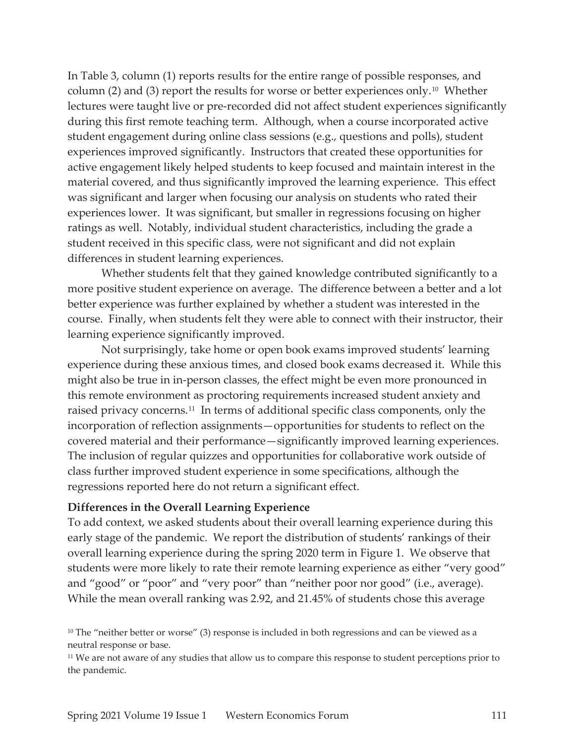In Table 3, column (1) reports results for the entire range of possible responses, and column (2) and (3) report the results for worse or better experiences only.[10] Whether lectures were taught live or pre-recorded did not affect student experiences significantly during this first remote teaching term. Although, when a course incorporated active student engagement during online class sessions (e.g., questions and polls), student experiences improved significantly. Instructors that created these opportunities for active engagement likely helped students to keep focused and maintain interest in the material covered, and thus significantly improved the learning experience. This effect was significant and larger when focusing our analysis on students who rated their experiences lower. It was significant, but smaller in regressions focusing on higher ratings as well. Notably, individual student characteristics, including the grade a student received in this specific class, were not significant and did not explain differences in student learning experiences.

Whether students felt that they gained knowledge contributed significantly to a more positive student experience on average. The difference between a better and a lot better experience was further explained by whether a student was interested in the course. Finally, when students felt they were able to connect with their instructor, their learning experience significantly improved.

Not surprisingly, take home or open book exams improved students' learning experience during these anxious times, and closed book exams decreased it. While this might also be true in in-person classes, the effect might be even more pronounced in this remote environment as proctoring requirements increased student anxiety and raised privacy concerns.[11] In terms of additional specific class components, only the incorporation of reflection assignments—opportunities for students to reflect on the covered material and their performance—significantly improved learning experiences. The inclusion of regular quizzes and opportunities for collaborative work outside of class further improved student experience in some specifications, although the regressions reported here do not return a significant effect.

**Differences in the Overall Learning Experience**

To add context, we asked students about their overall learning experience during this early stage of the pandemic. We report the distribution of students' rankings of their overall learning experience during the spring 2020 term in Figure 1. We observe that students were more likely to rate their remote learning experience as either "very good" and "good" or "poor" and "very poor" than "neither poor nor good" (i.e., average). While the mean overall ranking was 2.92, and 21.45% of students chose this average

[10] The "neither better or worse" (3) response is included in both regressions and can be viewed as a neutral response or base.

[11] We are not aware of any studies that allow us to compare this response to student perceptions prior to the pandemic.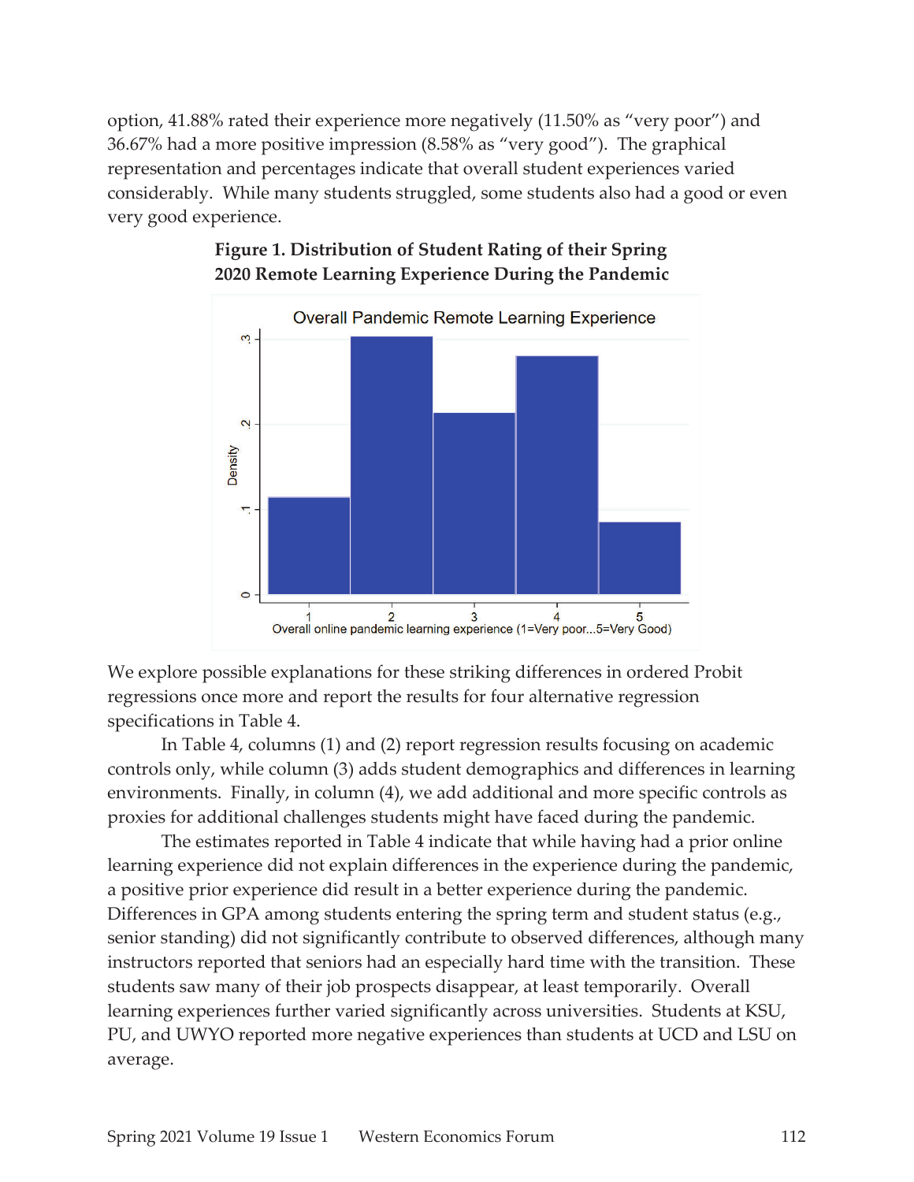option, 41.88% rated their experience more negatively (11.50% as "very poor") and 36.67% had a more positive impression (8.58% as "very good"). The graphical representation and percentages indicate that overall student experiences varied considerably. While many students struggled, some students also had a good or even very good experience.

**Figure 1. Distribution of Student Rating of their Spring 2020 Remote Learning Experience During the Pandemic**

We explore possible explanations for these striking differences in ordered Probit regressions once more and report the results for four alternative regression specifications in Table 4.

In Table 4, columns (1) and (2) report regression results focusing on academic controls only, while column (3) adds student demographics and differences in learning environments. Finally, in column (4), we add additional and more specific controls as proxies for additional challenges students might have faced during the pandemic.

The estimates reported in Table 4 indicate that while having had a prior online learning experience did not explain differences in the experience during the pandemic, a positive prior experience did result in a better experience during the pandemic. Differences in GPA among students entering the spring term and student status (e.g., senior standing) did not significantly contribute to observed differences, although many instructors reported that seniors had an especially hard time with the transition. These students saw many of their job prospects disappear, at least temporarily. Overall learning experiences further varied significantly across universities. Students at KSU, PU, and UWYO reported more negative experiences than students at UCD and LSU on average.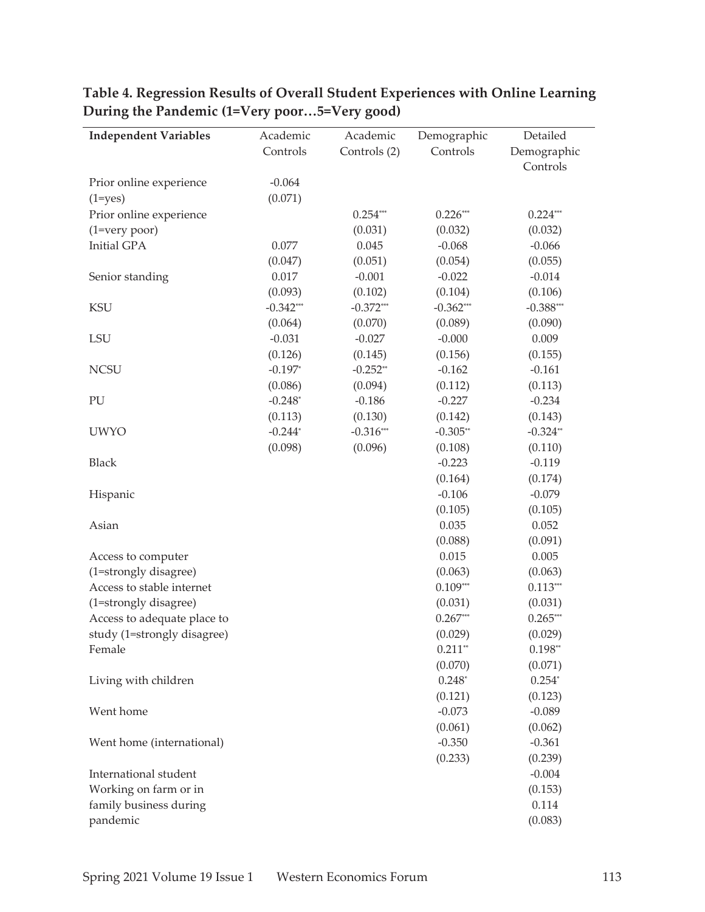**Table 4. Regression Results of Overall Student Experiences with Online Learning During the Pandemic (1=Very poor…5=Very good)**

| Independent Variables | Academic Controls | Academic Controls (2) | Demographic Controls | Detailed Demographic Controls |
|---|---|---|---|---|
| Prior online experience (1=yes) | -0.064 | | | |
| | (0.071) | | | |
| Prior online experience (1=very poor) | | 0.254*** | 0.226*** | 0.224*** |
| | | (0.031) | (0.032) | (0.032) |
| Initial GPA | 0.077 | 0.045 | -0.068 | -0.066 |
| | (0.047) | (0.051) | (0.054) | (0.055) |
| Senior standing | 0.017 | -0.001 | -0.022 | -0.014 |
| | (0.093) | (0.102) | (0.104) | (0.106) |
| KSU | -0.342*** | -0.372*** | -0.362*** | -0.388*** |
| | (0.064) | (0.070) | (0.089) | (0.090) |
| LSU | -0.031 | -0.027 | -0.000 | 0.009 |
| | (0.126) | (0.145) | (0.156) | (0.155) |
| NCSU | -0.197* | -0.252** | -0.162 | -0.161 |
| | (0.086) | (0.094) | (0.112) | (0.113) |
| PU | -0.248* | -0.186 | -0.227 | -0.234 |
| | (0.113) | (0.130) | (0.142) | (0.143) |
| UWYO | -0.244* | -0.316*** | -0.305** | -0.324** |
| | (0.098) | (0.096) | (0.108) | (0.110) |
| Black | | | -0.223 | -0.119 |
| | | | (0.164) | (0.174) |
| Hispanic | | | -0.106 | -0.079 |
| | | | (0.105) | (0.105) |
| Asian | | | 0.035 | 0.052 |
| | | | (0.088) | (0.091) |
| Access to computer (1=strongly disagree) | | | 0.015 | 0.005 |
| | | | (0.063) | (0.063) |
| Access to stable internet (1=strongly disagree) | | | 0.109*** | 0.113*** |
| | | | (0.031) | (0.031) |
| Access to adequate place to study (1=strongly disagree) | | | 0.267*** | 0.265*** |
| | | | (0.029) | (0.029) |
| Female | | | 0.211** | 0.198** |
| | | | (0.070) | (0.071) |
| Living with children | | | 0.248* | 0.254* |
| | | | (0.121) | (0.123) |
| Went home | | | -0.073 | -0.089 |
| | | | (0.061) | (0.062) |
| Went home (international) | | | -0.350 | -0.361 |
| | | | (0.233) | (0.239) |
| International student | | | | -0.004 |
| | | | | (0.153) |
| Working on farm or in family business during pandemic | | | | 0.114 |
| | | | | (0.083) |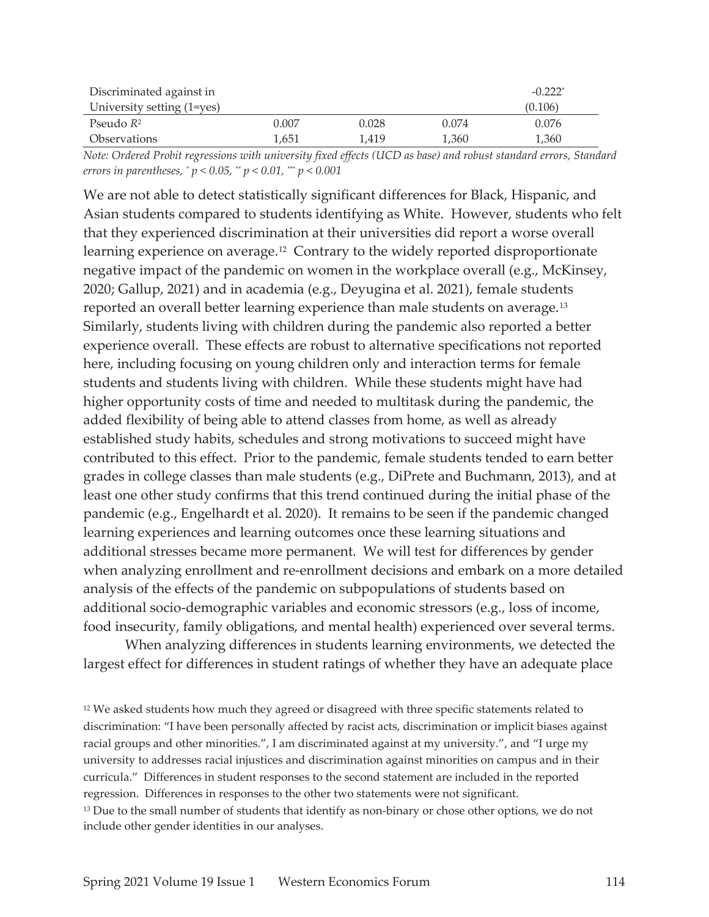| | | | | |
|---|---|---|---|---|
| Discriminated against in University setting (1=yes) | | | | -0.222* (0.106) |
| Pseudo $R^2$ | 0.007 | 0.028 | 0.074 | 0.076 |
| Observations | 1,651 | 1,419 | 1,360 | 1,360 |

*Note: Ordered Probit regressions with university fixed effects (UCD as base) and robust standard errors, Standard errors in parentheses, * $p < 0.05$, ** $p < 0.01$, *** $p < 0.001$*

We are not able to detect statistically significant differences for Black, Hispanic, and Asian students compared to students identifying as White. However, students who felt that they experienced discrimination at their universities did report a worse overall learning experience on average.[12] Contrary to the widely reported disproportionate negative impact of the pandemic on women in the workplace overall (e.g., McKinsey, 2020; Gallup, 2021) and in academia (e.g., Deyugina et al. 2021), female students reported an overall better learning experience than male students on average.[13] Similarly, students living with children during the pandemic also reported a better experience overall. These effects are robust to alternative specifications not reported here, including focusing on young children only and interaction terms for female students and students living with children. While these students might have had higher opportunity costs of time and needed to multitask during the pandemic, the added flexibility of being able to attend classes from home, as well as already established study habits, schedules and strong motivations to succeed might have contributed to this effect. Prior to the pandemic, female students tended to earn better grades in college classes than male students (e.g., DiPrete and Buchmann, 2013), and at least one other study confirms that this trend continued during the initial phase of the pandemic (e.g., Engelhardt et al. 2020). It remains to be seen if the pandemic changed learning experiences and learning outcomes once these learning situations and additional stresses became more permanent. We will test for differences by gender when analyzing enrollment and re-enrollment decisions and embark on a more detailed analysis of the effects of the pandemic on subpopulations of students based on additional socio-demographic variables and economic stressors (e.g., loss of income, food insecurity, family obligations, and mental health) experienced over several terms.

When analyzing differences in students learning environments, we detected the largest effect for differences in student ratings of whether they have an adequate place

[12] We asked students how much they agreed or disagreed with three specific statements related to discrimination: "I have been personally affected by racist acts, discrimination or implicit biases against racial groups and other minorities.", I am discriminated against at my university.", and "I urge my university to addresses racial injustices and discrimination against minorities on campus and in their curricula." Differences in student responses to the second statement are included in the reported regression. Differences in responses to the other two statements were not significant.

[13] Due to the small number of students that identify as non-binary or chose other options, we do not include other gender identities in our analyses.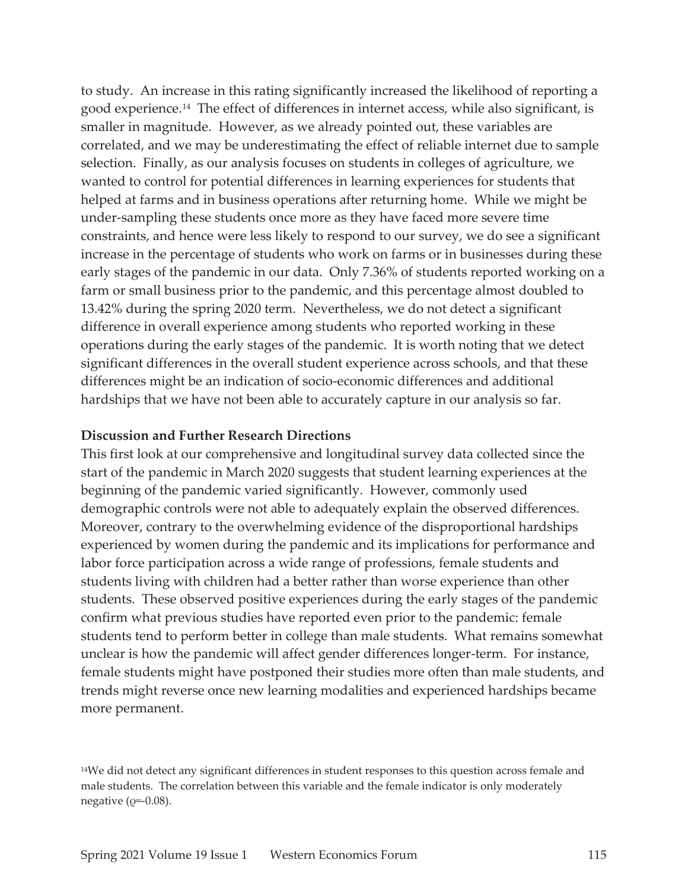to study. An increase in this rating significantly increased the likelihood of reporting a good experience.[14] The effect of differences in internet access, while also significant, is smaller in magnitude. However, as we already pointed out, these variables are correlated, and we may be underestimating the effect of reliable internet due to sample selection. Finally, as our analysis focuses on students in colleges of agriculture, we wanted to control for potential differences in learning experiences for students that helped at farms and in business operations after returning home. While we might be under-sampling these students once more as they have faced more severe time constraints, and hence were less likely to respond to our survey, we do see a significant increase in the percentage of students who work on farms or in businesses during these early stages of the pandemic in our data. Only 7.36% of students reported working on a farm or small business prior to the pandemic, and this percentage almost doubled to 13.42% during the spring 2020 term. Nevertheless, we do not detect a significant difference in overall experience among students who reported working in these operations during the early stages of the pandemic. It is worth noting that we detect significant differences in the overall student experience across schools, and that these differences might be an indication of socio-economic differences and additional hardships that we have not been able to accurately capture in our analysis so far.

**Discussion and Further Research Directions**

This first look at our comprehensive and longitudinal survey data collected since the start of the pandemic in March 2020 suggests that student learning experiences at the beginning of the pandemic varied significantly. However, commonly used demographic controls were not able to adequately explain the observed differences. Moreover, contrary to the overwhelming evidence of the disproportional hardships experienced by women during the pandemic and its implications for performance and labor force participation across a wide range of professions, female students and students living with children had a better rather than worse experience than other students. These observed positive experiences during the early stages of the pandemic confirm what previous studies have reported even prior to the pandemic: female students tend to perform better in college than male students. What remains somewhat unclear is how the pandemic will affect gender differences longer-term. For instance, female students might have postponed their studies more often than male students, and trends might reverse once new learning modalities and experienced hardships became more permanent.

[14]We did not detect any significant differences in student responses to this question across female and male students. The correlation between this variable and the female indicator is only moderately negative ($\rho$=-0.08).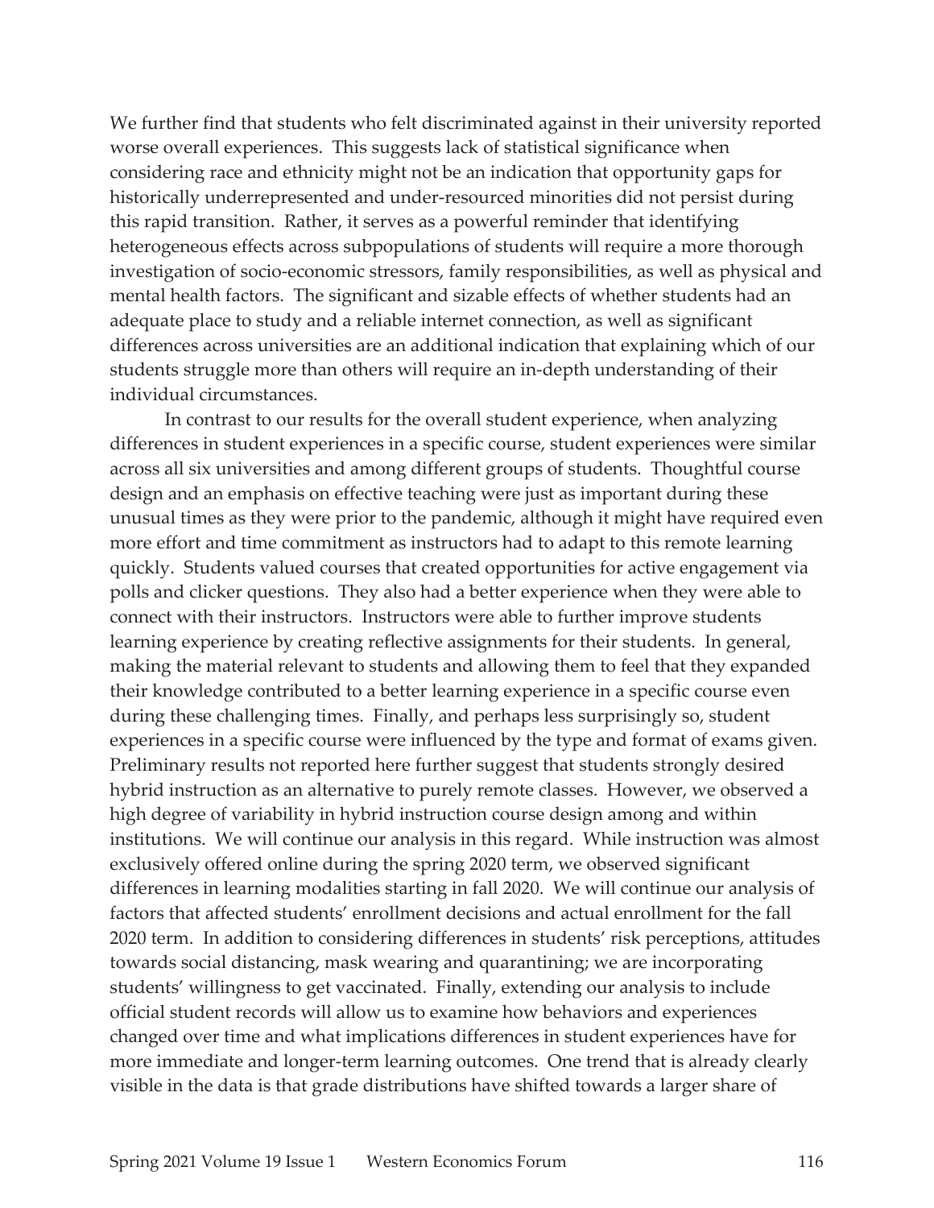We further find that students who felt discriminated against in their university reported worse overall experiences. This suggests lack of statistical significance when considering race and ethnicity might not be an indication that opportunity gaps for historically underrepresented and under-resourced minorities did not persist during this rapid transition. Rather, it serves as a powerful reminder that identifying heterogeneous effects across subpopulations of students will require a more thorough investigation of socio-economic stressors, family responsibilities, as well as physical and mental health factors. The significant and sizable effects of whether students had an adequate place to study and a reliable internet connection, as well as significant differences across universities are an additional indication that explaining which of our students struggle more than others will require an in-depth understanding of their individual circumstances.

In contrast to our results for the overall student experience, when analyzing differences in student experiences in a specific course, student experiences were similar across all six universities and among different groups of students. Thoughtful course design and an emphasis on effective teaching were just as important during these unusual times as they were prior to the pandemic, although it might have required even more effort and time commitment as instructors had to adapt to this remote learning quickly. Students valued courses that created opportunities for active engagement via polls and clicker questions. They also had a better experience when they were able to connect with their instructors. Instructors were able to further improve students learning experience by creating reflective assignments for their students. In general, making the material relevant to students and allowing them to feel that they expanded their knowledge contributed to a better learning experience in a specific course even during these challenging times. Finally, and perhaps less surprisingly so, student experiences in a specific course were influenced by the type and format of exams given. Preliminary results not reported here further suggest that students strongly desired hybrid instruction as an alternative to purely remote classes. However, we observed a high degree of variability in hybrid instruction course design among and within institutions. We will continue our analysis in this regard. While instruction was almost exclusively offered online during the spring 2020 term, we observed significant differences in learning modalities starting in fall 2020. We will continue our analysis of factors that affected students' enrollment decisions and actual enrollment for the fall 2020 term. In addition to considering differences in students' risk perceptions, attitudes towards social distancing, mask wearing and quarantining; we are incorporating students' willingness to get vaccinated. Finally, extending our analysis to include official student records will allow us to examine how behaviors and experiences changed over time and what implications differences in student experiences have for more immediate and longer-term learning outcomes. One trend that is already clearly visible in the data is that grade distributions have shifted towards a larger share of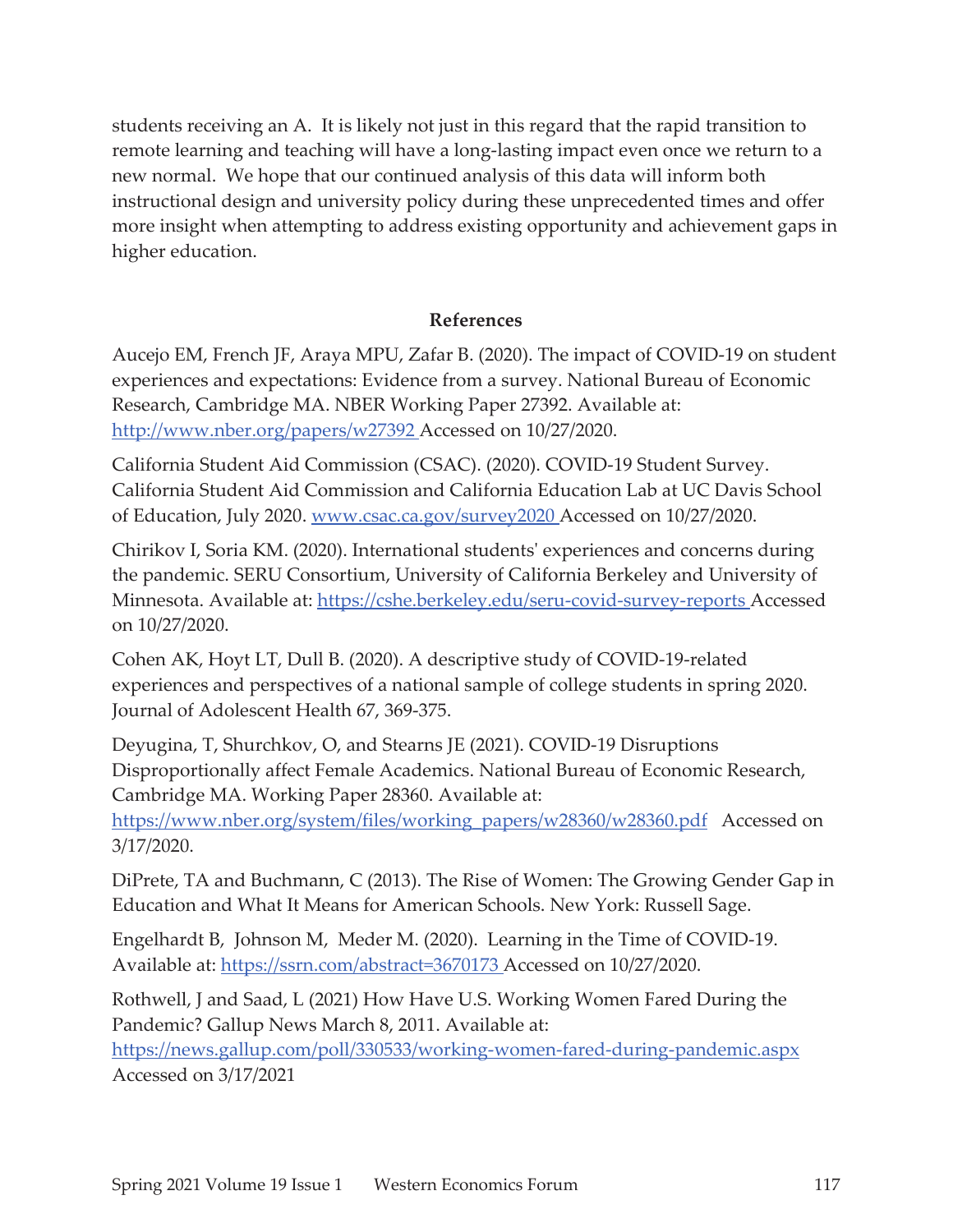students receiving an A. It is likely not just in this regard that the rapid transition to remote learning and teaching will have a long-lasting impact even once we return to a new normal. We hope that our continued analysis of this data will inform both instructional design and university policy during these unprecedented times and offer more insight when attempting to address existing opportunity and achievement gaps in higher education.

## References

Aucejo EM, French JF, Araya MPU, Zafar B. (2020). The impact of COVID-19 on student experiences and expectations: Evidence from a survey. National Bureau of Economic Research, Cambridge MA. NBER Working Paper 27392. Available at: http://www.nber.org/papers/w27392 Accessed on 10/27/2020.

California Student Aid Commission (CSAC). (2020). COVID-19 Student Survey. California Student Aid Commission and California Education Lab at UC Davis School of Education, July 2020. www.csac.ca.gov/survey2020 Accessed on 10/27/2020.

Chirikov I, Soria KM. (2020). International students' experiences and concerns during the pandemic. SERU Consortium, University of California Berkeley and University of Minnesota. Available at: https://cshe.berkeley.edu/seru-covid-survey-reports Accessed on 10/27/2020.

Cohen AK, Hoyt LT, Dull B. (2020). A descriptive study of COVID-19-related experiences and perspectives of a national sample of college students in spring 2020. Journal of Adolescent Health 67, 369-375.

Deyugina, T, Shurchkov, O, and Stearns JE (2021). COVID-19 Disruptions Disproportionally affect Female Academics. National Bureau of Economic Research, Cambridge MA. Working Paper 28360. Available at: https://www.nber.org/system/files/working_papers/w28360/w28360.pdf Accessed on 3/17/2020.

DiPrete, TA and Buchmann, C (2013). The Rise of Women: The Growing Gender Gap in Education and What It Means for American Schools. New York: Russell Sage.

Engelhardt B, Johnson M, Meder M. (2020). Learning in the Time of COVID-19. Available at: https://ssrn.com/abstract=3670173 Accessed on 10/27/2020.

Rothwell, J and Saad, L (2021) How Have U.S. Working Women Fared During the Pandemic? Gallup News March 8, 2011. Available at: https://news.gallup.com/poll/330533/working-women-fared-during-pandemic.aspx Accessed on 3/17/2021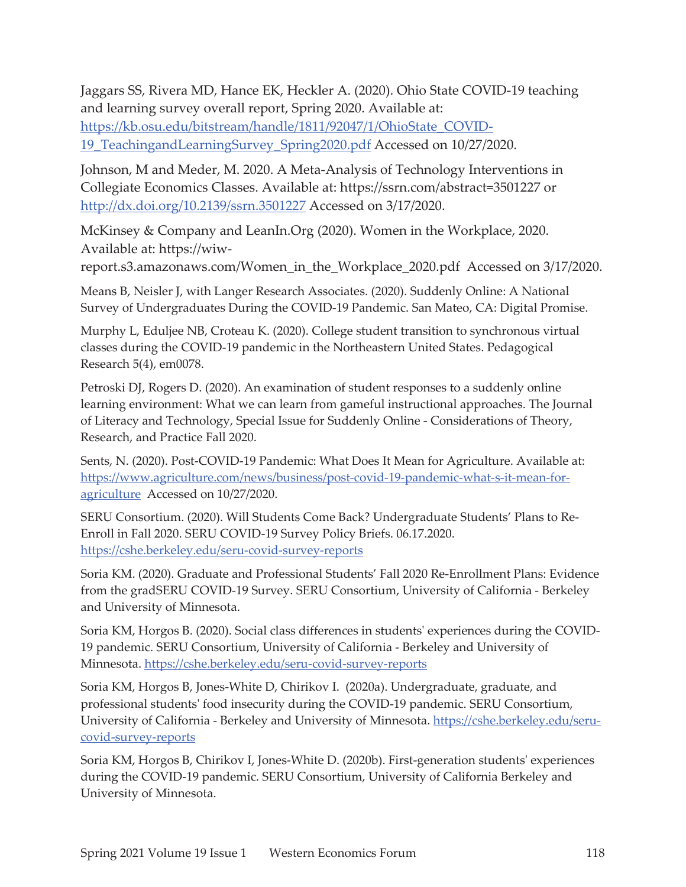Jaggars SS, Rivera MD, Hance EK, Heckler A. (2020). Ohio State COVID-19 teaching and learning survey overall report, Spring 2020. Available at: https://kb.osu.edu/bitstream/handle/1811/92047/1/OhioState_COVID-19_TeachingandLearningSurvey_Spring2020.pdf Accessed on 10/27/2020.

Johnson, M and Meder, M. 2020. A Meta-Analysis of Technology Interventions in Collegiate Economics Classes. Available at: https://ssrn.com/abstract=3501227 or http://dx.doi.org/10.2139/ssrn.3501227 Accessed on 3/17/2020.

McKinsey & Company and LeanIn.Org (2020). Women in the Workplace, 2020. Available at: https://wiw-report.s3.amazonaws.com/Women_in_the_Workplace_2020.pdf Accessed on 3/17/2020.

Means B, Neisler J, with Langer Research Associates. (2020). Suddenly Online: A National Survey of Undergraduates During the COVID-19 Pandemic. San Mateo, CA: Digital Promise.

Murphy L, Eduljee NB, Croteau K. (2020). College student transition to synchronous virtual classes during the COVID-19 pandemic in the Northeastern United States. Pedagogical Research 5(4), em0078.

Petroski DJ, Rogers D. (2020). An examination of student responses to a suddenly online learning environment: What we can learn from gameful instructional approaches. The Journal of Literacy and Technology, Special Issue for Suddenly Online - Considerations of Theory, Research, and Practice Fall 2020.

Sents, N. (2020). Post-COVID-19 Pandemic: What Does It Mean for Agriculture. Available at: https://www.agriculture.com/news/business/post-covid-19-pandemic-what-s-it-mean-for-agriculture Accessed on 10/27/2020.

SERU Consortium. (2020). Will Students Come Back? Undergraduate Students' Plans to Re-Enroll in Fall 2020. SERU COVID-19 Survey Policy Briefs. 06.17.2020. https://cshe.berkeley.edu/seru-covid-survey-reports

Soria KM. (2020). Graduate and Professional Students' Fall 2020 Re-Enrollment Plans: Evidence from the gradSERU COVID-19 Survey. SERU Consortium, University of California - Berkeley and University of Minnesota.

Soria KM, Horgos B. (2020). Social class differences in students' experiences during the COVID-19 pandemic. SERU Consortium, University of California - Berkeley and University of Minnesota. https://cshe.berkeley.edu/seru-covid-survey-reports

Soria KM, Horgos B, Jones-White D, Chirikov I. (2020a). Undergraduate, graduate, and professional students' food insecurity during the COVID-19 pandemic. SERU Consortium, University of California - Berkeley and University of Minnesota. https://cshe.berkeley.edu/seru-covid-survey-reports

Soria KM, Horgos B, Chirikov I, Jones-White D. (2020b). First-generation students' experiences during the COVID-19 pandemic. SERU Consortium, University of California Berkeley and University of Minnesota.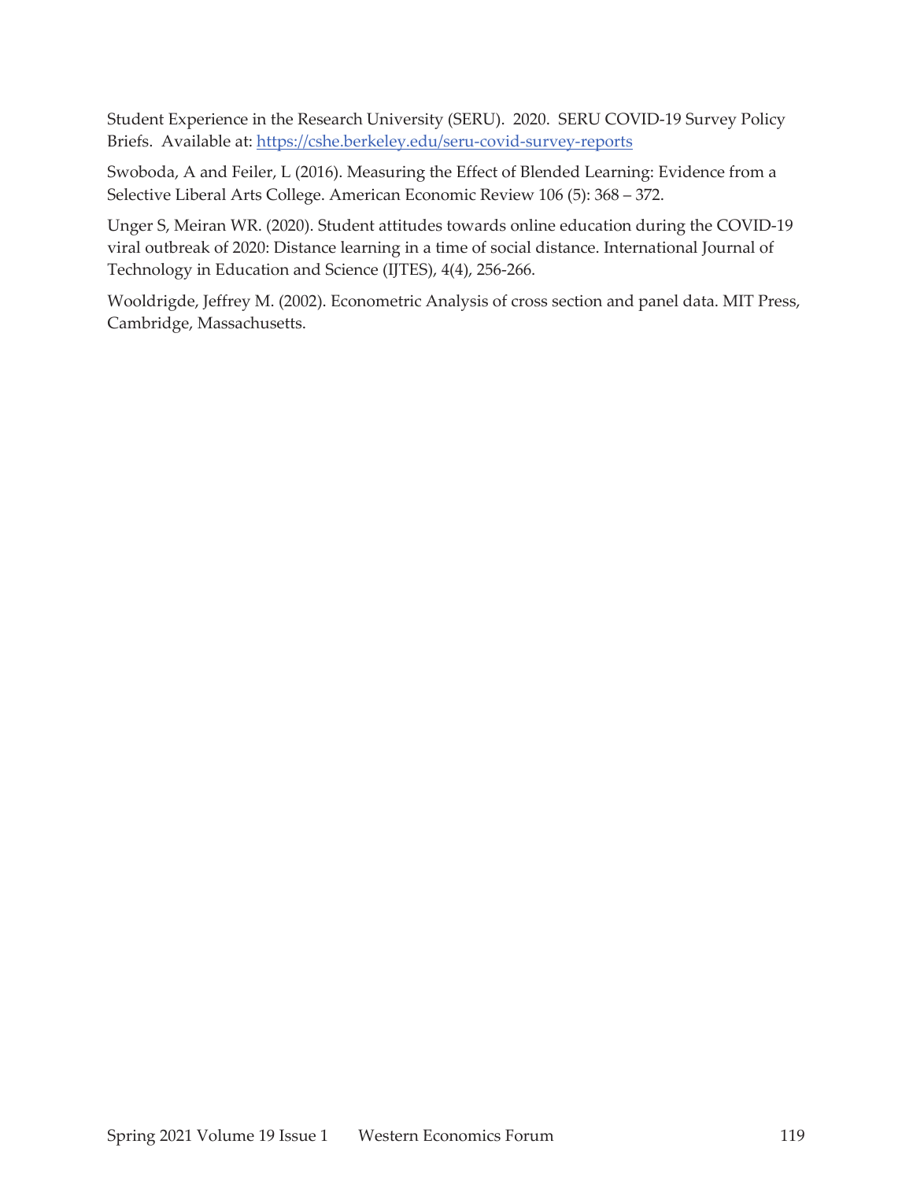Student Experience in the Research University (SERU). 2020. SERU COVID-19 Survey Policy Briefs. Available at: [https://cshe.berkeley.edu/seru-covid-survey-reports](https://cshe.berkeley.edu/seru-covid-survey-reports)

Swoboda, A and Feiler, L (2016). Measuring the Effect of Blended Learning: Evidence from a Selective Liberal Arts College. American Economic Review 106 (5): 368 – 372.

Unger S, Meiran WR. (2020). Student attitudes towards online education during the COVID-19 viral outbreak of 2020: Distance learning in a time of social distance. International Journal of Technology in Education and Science (IJTES), 4(4), 256-266.

Wooldrigde, Jeffrey M. (2002). Econometric Analysis of cross section and panel data. MIT Press, Cambridge, Massachusetts.